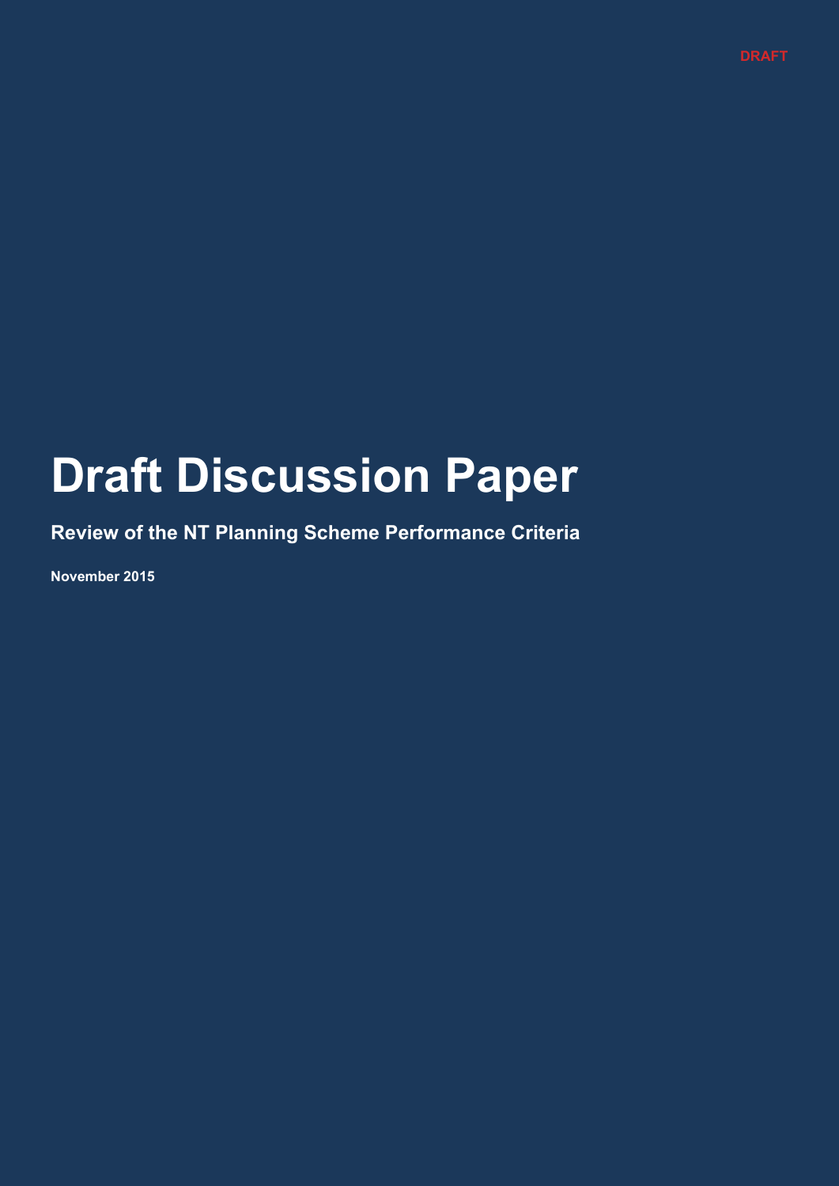DRAFT

# Draft Discussion Paper

## Review of the NT Planning Scheme Performance Criteria

**November 2015**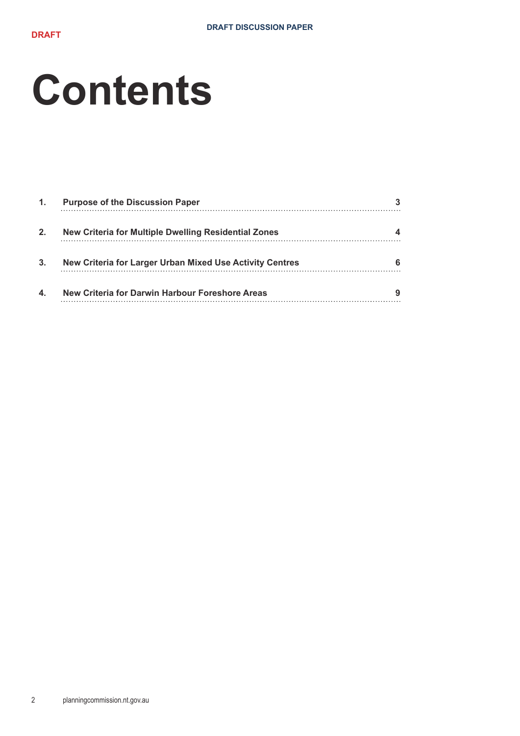DRAFT

# Contents

| | | |
|---|---|---|
| 1. | Purpose of the Discussion Paper | 3 |
| 2. | New Criteria for Multiple Dwelling Residential Zones | 4 |
| 3. | New Criteria for Larger Urban Mixed Use Activity Centres | 6 |
| 4. | New Criteria for Darwin Harbour Foreshore Areas | 9 |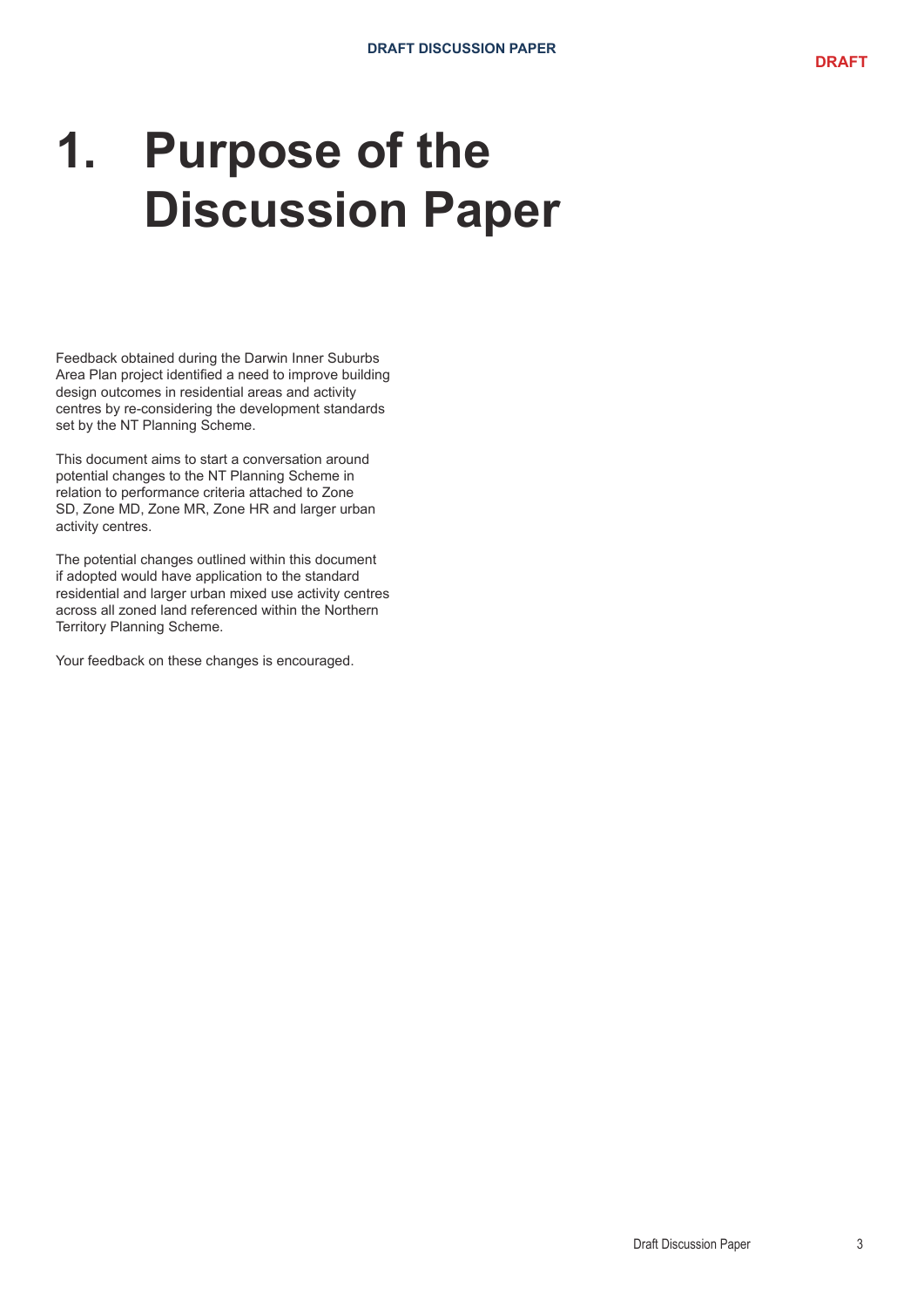# 1. Purpose of the Discussion Paper

Feedback obtained during the Darwin Inner Suburbs Area Plan project identified a need to improve building design outcomes in residential areas and activity centres by re-considering the development standards set by the NT Planning Scheme.

This document aims to start a conversation around potential changes to the NT Planning Scheme in relation to performance criteria attached to Zone SD, Zone MD, Zone MR, Zone HR and larger urban activity centres.

The potential changes outlined within this document if adopted would have application to the standard residential and larger urban mixed use activity centres across all zoned land referenced within the Northern Territory Planning Scheme.

Your feedback on these changes is encouraged.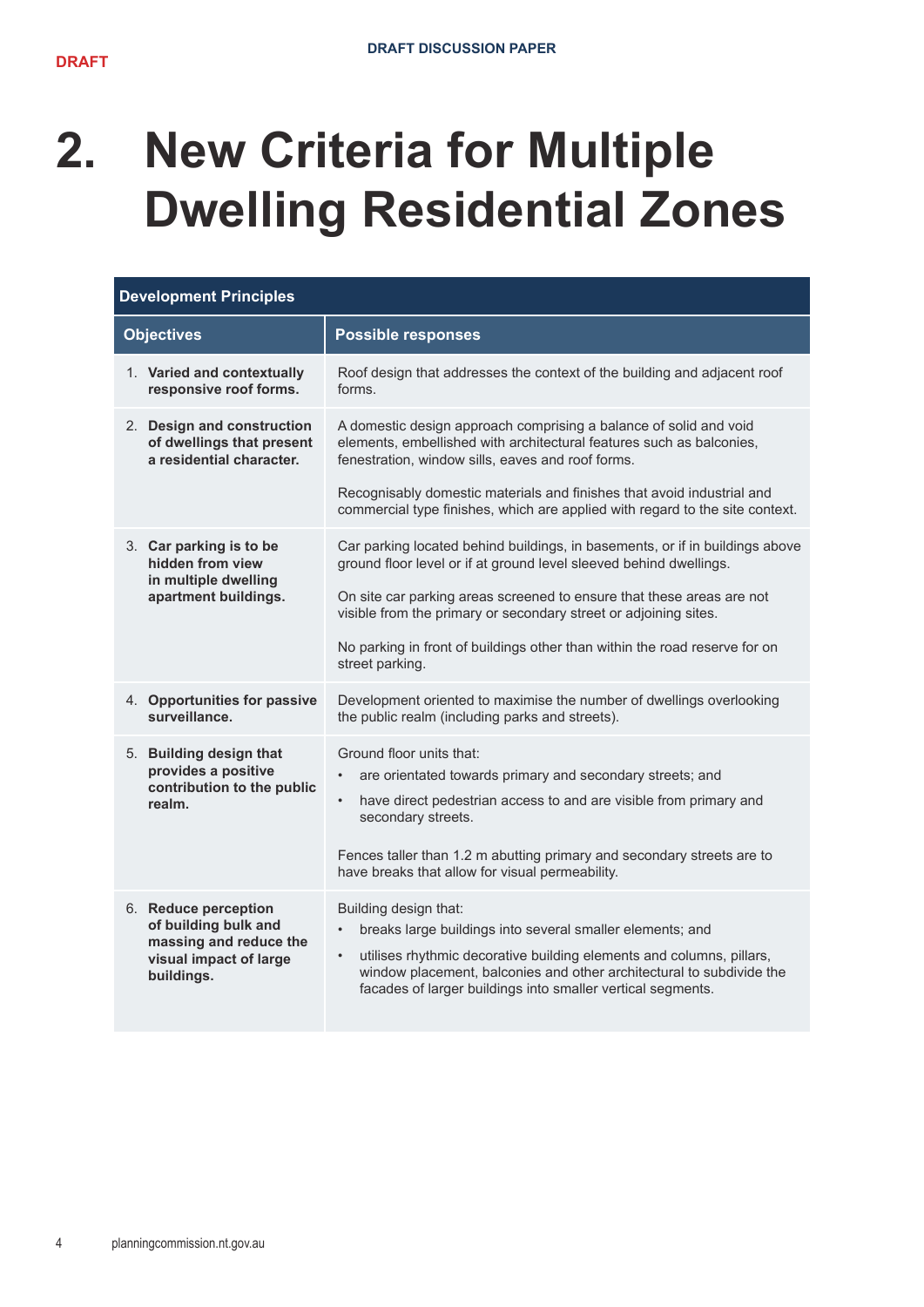# 2. New Criteria for Multiple Dwelling Residential Zones

| Development Principles | |
|---|---|
| **Objectives** | **Possible responses** |
| 1. **Varied and contextually responsive roof forms.** | Roof design that addresses the context of the building and adjacent roof forms. |
| 2. **Design and construction of dwellings that present a residential character.** | A domestic design approach comprising a balance of solid and void elements, embellished with architectural features such as balconies, fenestration, window sills, eaves and roof forms.<br><br>Recognisably domestic materials and finishes that avoid industrial and commercial type finishes, which are applied with regard to the site context. |
| 3. **Car parking is to be hidden from view in multiple dwelling apartment buildings.** | Car parking located behind buildings, in basements, or if in buildings above ground floor level or if at ground level sleeved behind dwellings.<br><br>On site car parking areas screened to ensure that these areas are not visible from the primary or secondary street or adjoining sites.<br><br>No parking in front of buildings other than within the road reserve for on street parking. |
| 4. **Opportunities for passive surveillance.** | Development oriented to maximise the number of dwellings overlooking the public realm (including parks and streets). |
| 5. **Building design that provides a positive contribution to the public realm.** | Ground floor units that:<br>• are orientated towards primary and secondary streets; and<br>• have direct pedestrian access to and are visible from primary and secondary streets.<br><br>Fences taller than 1.2 m abutting primary and secondary streets are to have breaks that allow for visual permeability. |
| 6. **Reduce perception of building bulk and massing and reduce the visual impact of large buildings.** | Building design that:<br>• breaks large buildings into several smaller elements; and<br>• utilises rhythmic decorative building elements and columns, pillars, window placement, balconies and other architectural to subdivide the facades of larger buildings into smaller vertical segments. |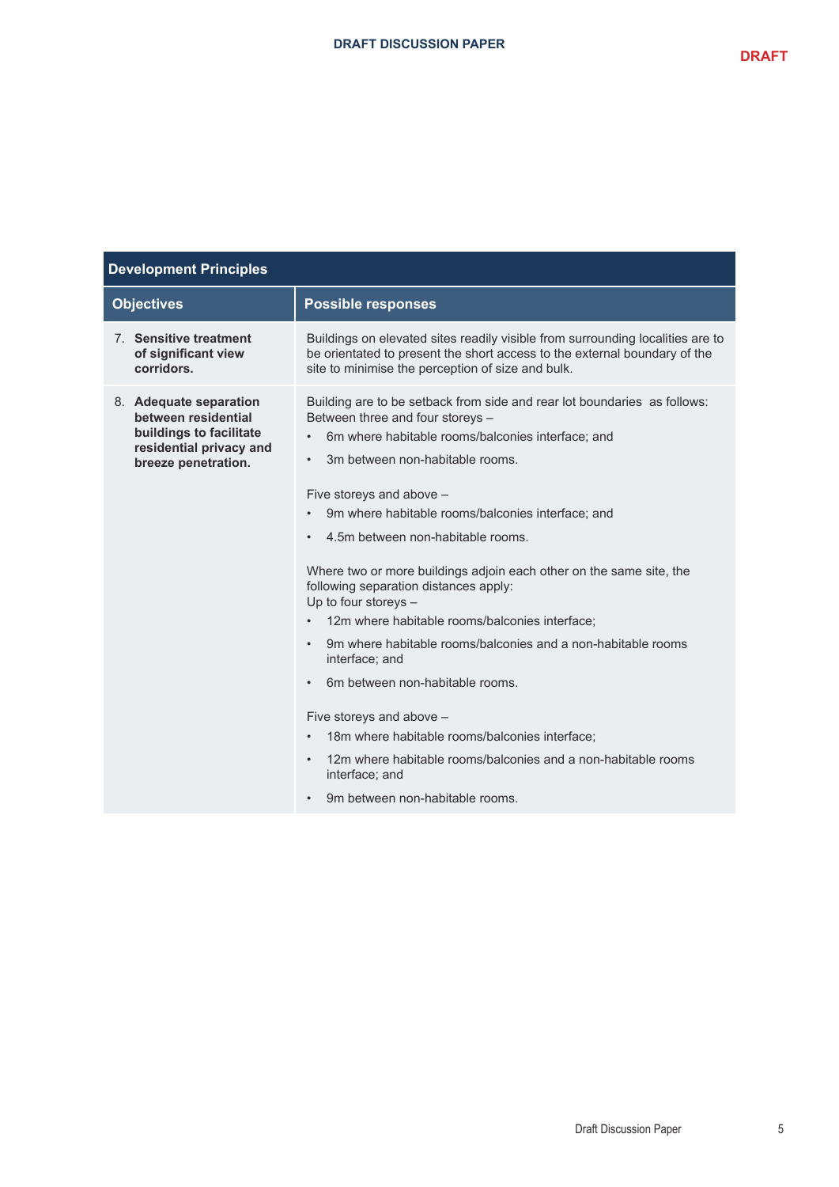| Development Principles | |
|---|---|
| **Objectives** | **Possible responses** |
| 7. **Sensitive treatment of significant view corridors.** | Buildings on elevated sites readily visible from surrounding localities are to be orientated to present the short access to the external boundary of the site to minimise the perception of size and bulk. |
| 8. **Adequate separation between residential buildings to facilitate residential privacy and breeze penetration.** | Building are to be setback from side and rear lot boundaries as follows:<br>Between three and four storeys –<br>• 6m where habitable rooms/balconies interface; and<br>• 3m between non-habitable rooms.<br><br>Five storeys and above –<br>• 9m where habitable rooms/balconies interface; and<br>• 4.5m between non-habitable rooms.<br><br>Where two or more buildings adjoin each other on the same site, the following separation distances apply:<br>Up to four storeys –<br>• 12m where habitable rooms/balconies interface;<br>• 9m where habitable rooms/balconies and a non-habitable rooms interface; and<br>• 6m between non-habitable rooms.<br><br>Five storeys and above –<br>• 18m where habitable rooms/balconies interface;<br>• 12m where habitable rooms/balconies and a non-habitable rooms interface; and<br>• 9m between non-habitable rooms. |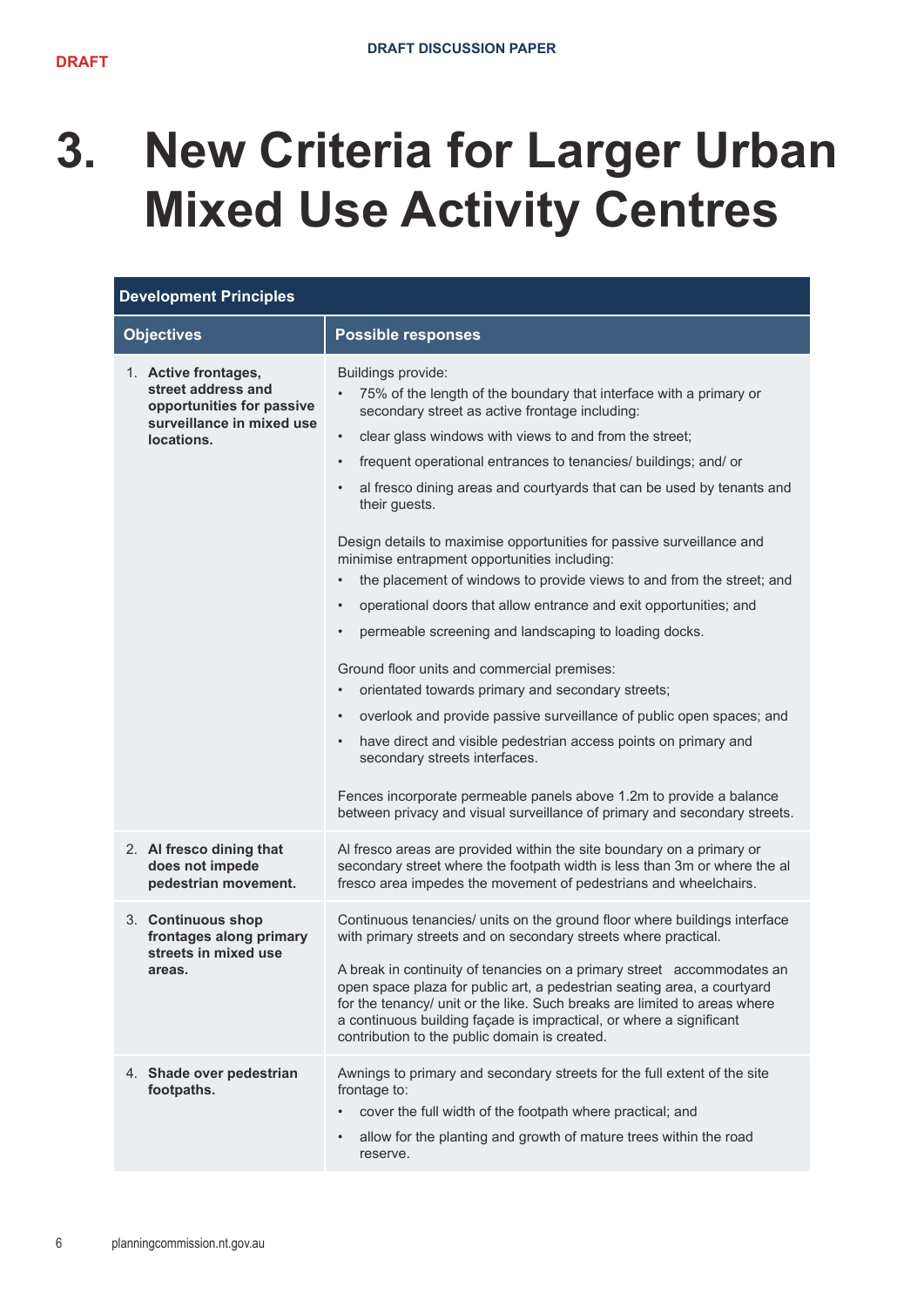# 3. New Criteria for Larger Urban Mixed Use Activity Centres

| Development Principles | |
|---|---|
| **Objectives** | **Possible responses** |
| 1. **Active frontages, street address and opportunities for passive surveillance in mixed use locations.** | Buildings provide:<br>• 75% of the length of the boundary that interface with a primary or secondary street as active frontage including:<br>• clear glass windows with views to and from the street;<br>• frequent operational entrances to tenancies/ buildings; and/ or<br>• al fresco dining areas and courtyards that can be used by tenants and their guests.<br><br>Design details to maximise opportunities for passive surveillance and minimise entrapment opportunities including:<br>• the placement of windows to provide views to and from the street; and<br>• operational doors that allow entrance and exit opportunities; and<br>• permeable screening and landscaping to loading docks.<br><br>Ground floor units and commercial premises:<br>• orientated towards primary and secondary streets;<br>• overlook and provide passive surveillance of public open spaces; and<br>• have direct and visible pedestrian access points on primary and secondary streets interfaces.<br><br>Fences incorporate permeable panels above 1.2m to provide a balance between privacy and visual surveillance of primary and secondary streets. |
| 2. **Al fresco dining that does not impede pedestrian movement.** | Al fresco areas are provided within the site boundary on a primary or secondary street where the footpath width is less than 3m or where the al fresco area impedes the movement of pedestrians and wheelchairs. |
| 3. **Continuous shop frontages along primary streets in mixed use areas.** | Continuous tenancies/ units on the ground floor where buildings interface with primary streets and on secondary streets where practical.<br><br>A break in continuity of tenancies on a primary street accommodates an open space plaza for public art, a pedestrian seating area, a courtyard for the tenancy/ unit or the like. Such breaks are limited to areas where a continuous building façade is impractical, or where a significant contribution to the public domain is created. |
| 4. **Shade over pedestrian footpaths.** | Awnings to primary and secondary streets for the full extent of the site frontage to:<br>• cover the full width of the footpath where practical; and<br>• allow for the planting and growth of mature trees within the road reserve. |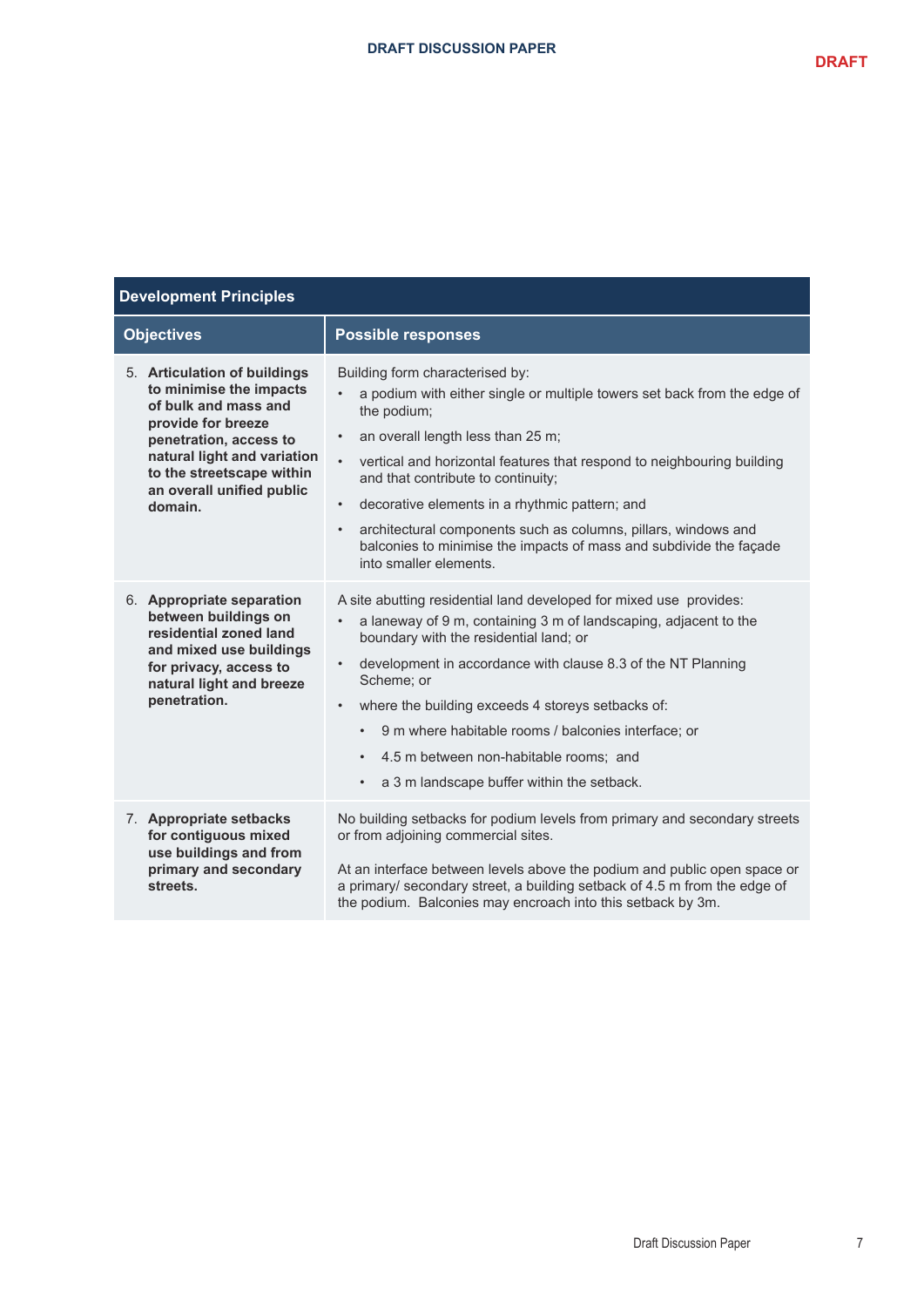| Development Principles | |
|---|---|
| **Objectives** | **Possible responses** |
| 5. **Articulation of buildings to minimise the impacts of bulk and mass and provide for breeze penetration, access to natural light and variation to the streetscape within an overall unified public domain.** | Building form characterised by:<br>• a podium with either single or multiple towers set back from the edge of the podium;<br>• an overall length less than 25 m;<br>• vertical and horizontal features that respond to neighbouring building and that contribute to continuity;<br>• decorative elements in a rhythmic pattern; and<br>• architectural components such as columns, pillars, windows and balconies to minimise the impacts of mass and subdivide the façade into smaller elements. |
| 6. **Appropriate separation between buildings on residential zoned land and mixed use buildings for privacy, access to natural light and breeze penetration.** | A site abutting residential land developed for mixed use provides:<br>• a laneway of 9 m, containing 3 m of landscaping, adjacent to the boundary with the residential land; or<br>• development in accordance with clause 8.3 of the NT Planning Scheme; or<br>• where the building exceeds 4 storeys setbacks of:<br>&nbsp;&nbsp;&nbsp;&nbsp;• 9 m where habitable rooms / balconies interface; or<br>&nbsp;&nbsp;&nbsp;&nbsp;• 4.5 m between non-habitable rooms; and<br>&nbsp;&nbsp;&nbsp;&nbsp;• a 3 m landscape buffer within the setback. |
| 7. **Appropriate setbacks for contiguous mixed use buildings and from primary and secondary streets.** | No building setbacks for podium levels from primary and secondary streets or from adjoining commercial sites.<br><br>At an interface between levels above the podium and public open space or a primary/ secondary street, a building setback of 4.5 m from the edge of the podium. Balconies may encroach into this setback by 3m. |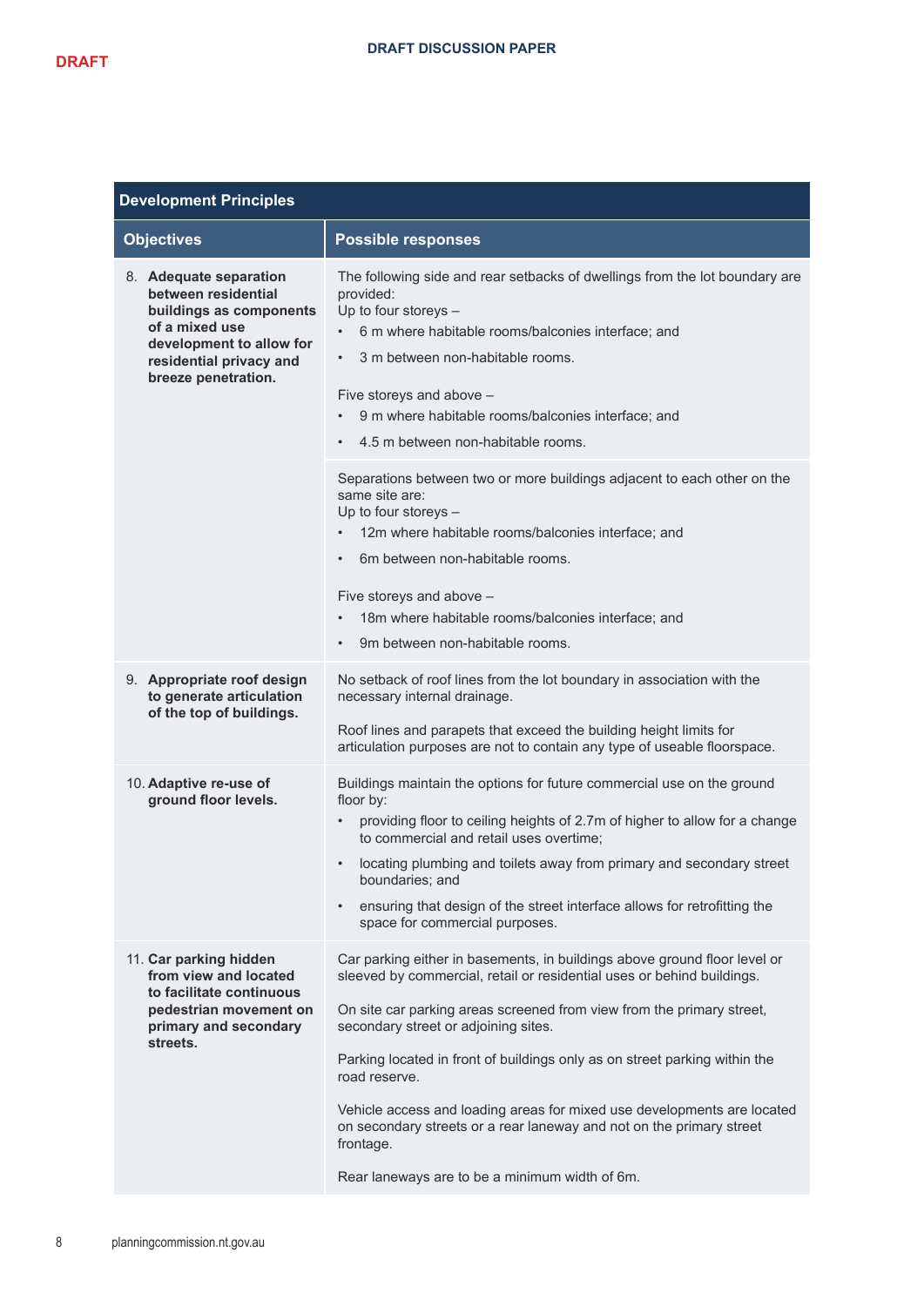| Development Principles | |
|---|---|
| **Objectives** | **Possible responses** |
| **8. Adequate separation between residential buildings as components of a mixed use development to allow for residential privacy and breeze penetration.** | The following side and rear setbacks of dwellings from the lot boundary are provided:<br>Up to four storeys –<br>• 6 m where habitable rooms/balconies interface; and<br>• 3 m between non-habitable rooms.<br><br>Five storeys and above –<br>• 9 m where habitable rooms/balconies interface; and<br>• 4.5 m between non-habitable rooms. |
| | Separations between two or more buildings adjacent to each other on the same site are:<br>Up to four storeys –<br>• 12m where habitable rooms/balconies interface; and<br>• 6m between non-habitable rooms.<br><br>Five storeys and above –<br>• 18m where habitable rooms/balconies interface; and<br>• 9m between non-habitable rooms. |
| **9. Appropriate roof design to generate articulation of the top of buildings.** | No setback of roof lines from the lot boundary in association with the necessary internal drainage.<br><br>Roof lines and parapets that exceed the building height limits for articulation purposes are not to contain any type of useable floorspace. |
| **10. Adaptive re-use of ground floor levels.** | Buildings maintain the options for future commercial use on the ground floor by:<br>• providing floor to ceiling heights of 2.7m of higher to allow for a change to commercial and retail uses overtime;<br>• locating plumbing and toilets away from primary and secondary street boundaries; and<br>• ensuring that design of the street interface allows for retrofitting the space for commercial purposes. |
| **11. Car parking hidden from view and located to facilitate continuous pedestrian movement on primary and secondary streets.** | Car parking either in basements, in buildings above ground floor level or sleeved by commercial, retail or residential uses or behind buildings.<br><br>On site car parking areas screened from view from the primary street, secondary street or adjoining sites.<br><br>Parking located in front of buildings only as on street parking within the road reserve.<br><br>Vehicle access and loading areas for mixed use developments are located on secondary streets or a rear laneway and not on the primary street frontage.<br><br>Rear laneways are to be a minimum width of 6m. |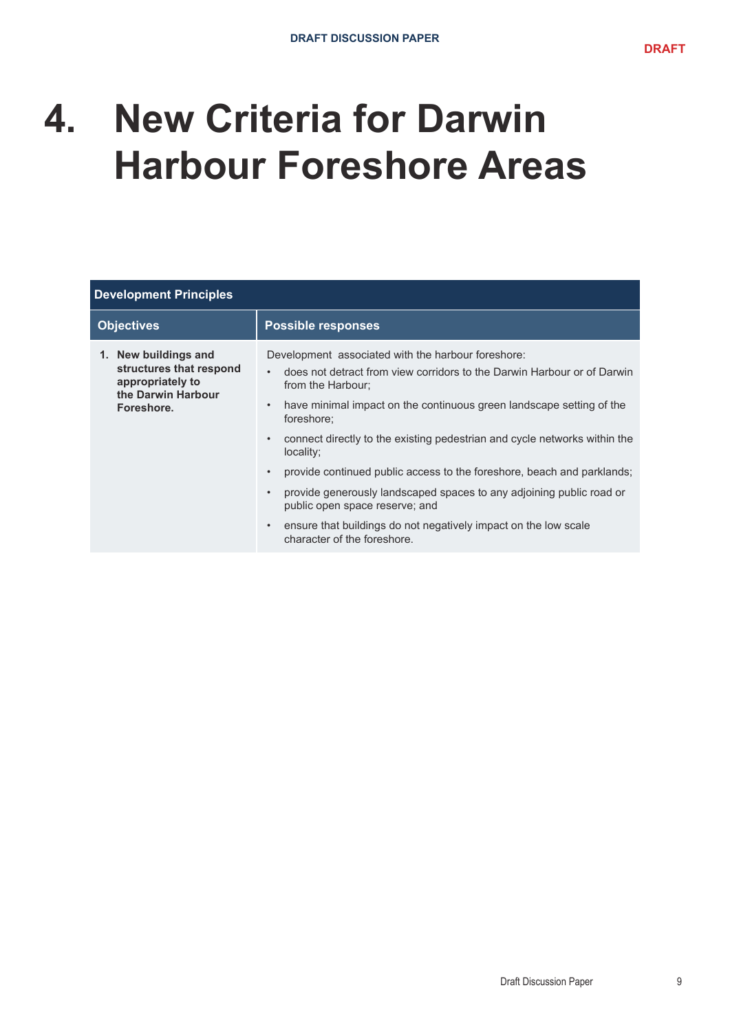# 4. New Criteria for Darwin Harbour Foreshore Areas

| Development Principles | |
|---|---|
| **Objectives** | **Possible responses** |
| **1. New buildings and structures that respond appropriately to the Darwin Harbour Foreshore.** | Development associated with the harbour foreshore:<br>• does not detract from view corridors to the Darwin Harbour or of Darwin from the Harbour;<br>• have minimal impact on the continuous green landscape setting of the foreshore;<br>• connect directly to the existing pedestrian and cycle networks within the locality;<br>• provide continued public access to the foreshore, beach and parklands;<br>• provide generously landscaped spaces to any adjoining public road or public open space reserve; and<br>• ensure that buildings do not negatively impact on the low scale character of the foreshore. |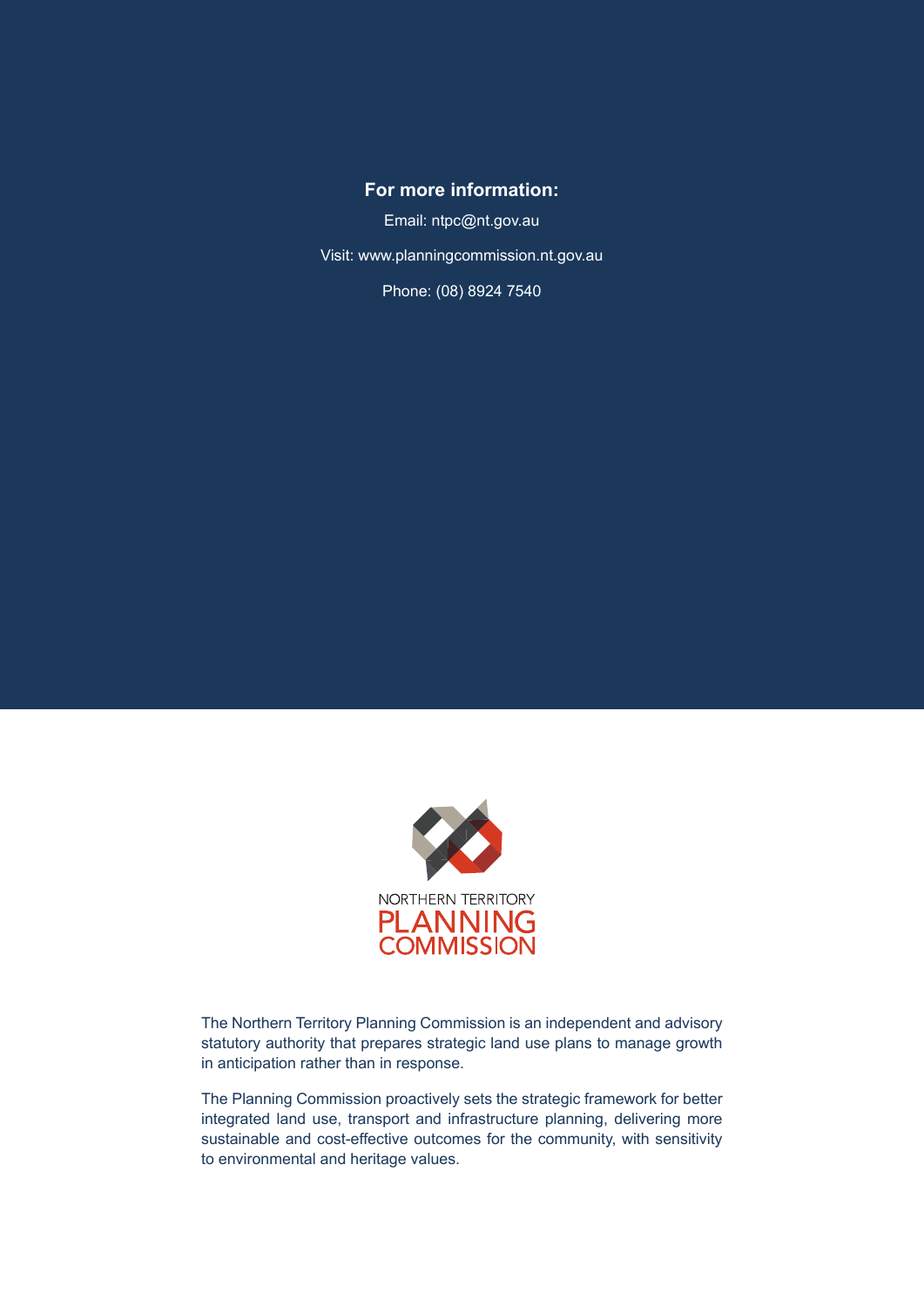**For more information:**

Email: ntpc@nt.gov.au

Visit: www.planningcommission.nt.gov.au

Phone: (08) 8924 7540

NORTHERN TERRITORY
PLANNING
COMMISSION

The Northern Territory Planning Commission is an independent and advisory statutory authority that prepares strategic land use plans to manage growth in anticipation rather than in response.

The Planning Commission proactively sets the strategic framework for better integrated land use, transport and infrastructure planning, delivering more sustainable and cost-effective outcomes for the community, with sensitivity to environmental and heritage values.